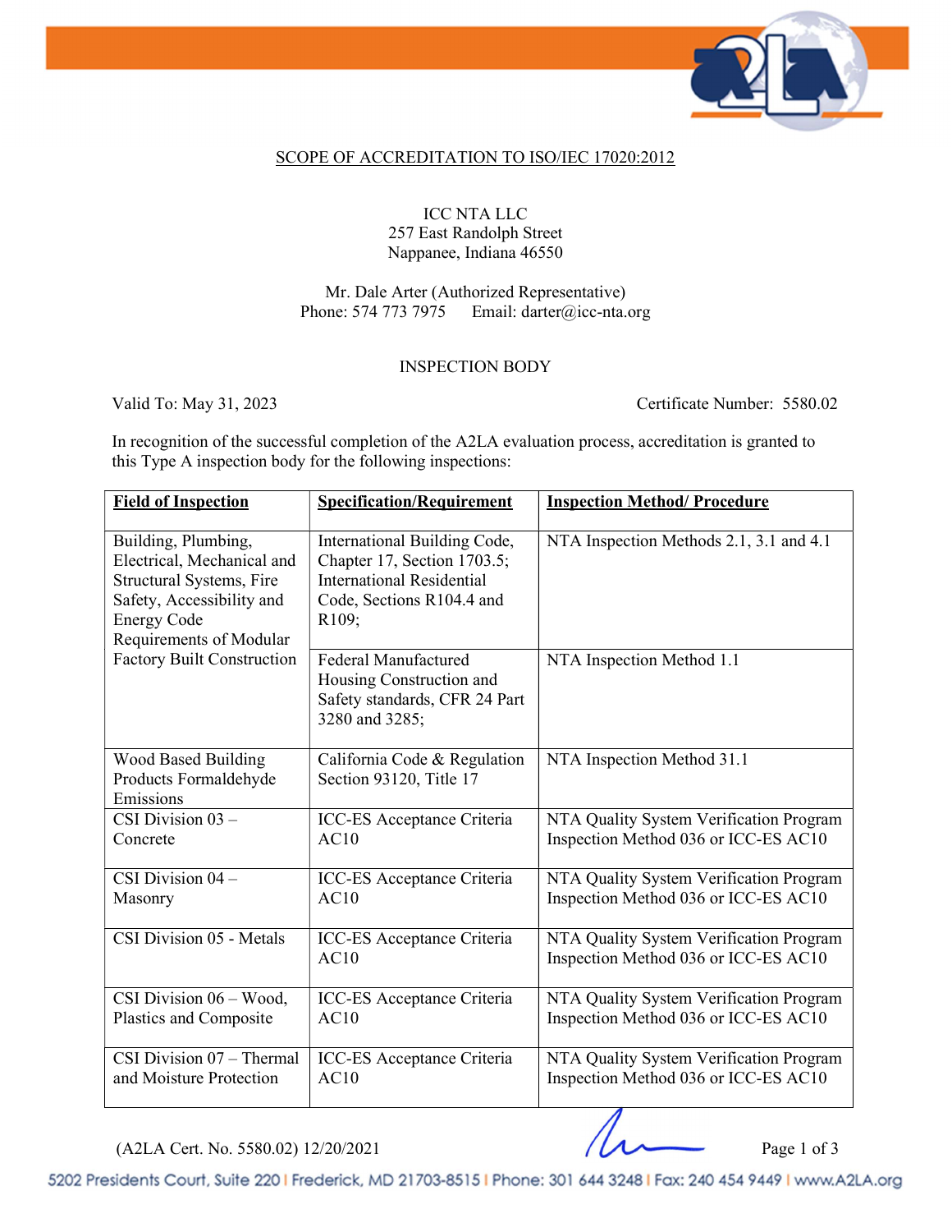SCOPE OF ACCREDITATION TO ISO/IEC 17020:2012

ICC NTA LLC
257 East Randolph Street
Nappanee, Indiana 46550

Mr. Dale Arter (Authorized Representative)
Phone: 574 773 7975 Email: darter@icc-nta.org

INSPECTION BODY

Valid To: May 31, 2023 Certificate Number: 5580.02

In recognition of the successful completion of the A2LA evaluation process, accreditation is granted to this Type A inspection body for the following inspections:

| **Field of Inspection** | **Specification/Requirement** | **Inspection Method/ Procedure** |
|---|---|---|
| Building, Plumbing, Electrical, Mechanical and Structural Systems, Fire Safety, Accessibility and Energy Code Requirements of Modular Factory Built Construction | International Building Code, Chapter 17, Section 1703.5; International Residential Code, Sections R104.4 and R109; | NTA Inspection Methods 2.1, 3.1 and 4.1 |
| | Federal Manufactured Housing Construction and Safety standards, CFR 24 Part 3280 and 3285; | NTA Inspection Method 1.1 |
| Wood Based Building Products Formaldehyde Emissions | California Code & Regulation Section 93120, Title 17 | NTA Inspection Method 31.1 |
| CSI Division 03 – Concrete | ICC-ES Acceptance Criteria AC10 | NTA Quality System Verification Program Inspection Method 036 or ICC-ES AC10 |
| CSI Division 04 – Masonry | ICC-ES Acceptance Criteria AC10 | NTA Quality System Verification Program Inspection Method 036 or ICC-ES AC10 |
| CSI Division 05 - Metals | ICC-ES Acceptance Criteria AC10 | NTA Quality System Verification Program Inspection Method 036 or ICC-ES AC10 |
| CSI Division 06 – Wood, Plastics and Composite | ICC-ES Acceptance Criteria AC10 | NTA Quality System Verification Program Inspection Method 036 or ICC-ES AC10 |
| CSI Division 07 – Thermal and Moisture Protection | ICC-ES Acceptance Criteria AC10 | NTA Quality System Verification Program Inspection Method 036 or ICC-ES AC10 |

(A2LA Cert. No. 5580.02) 12/20/2021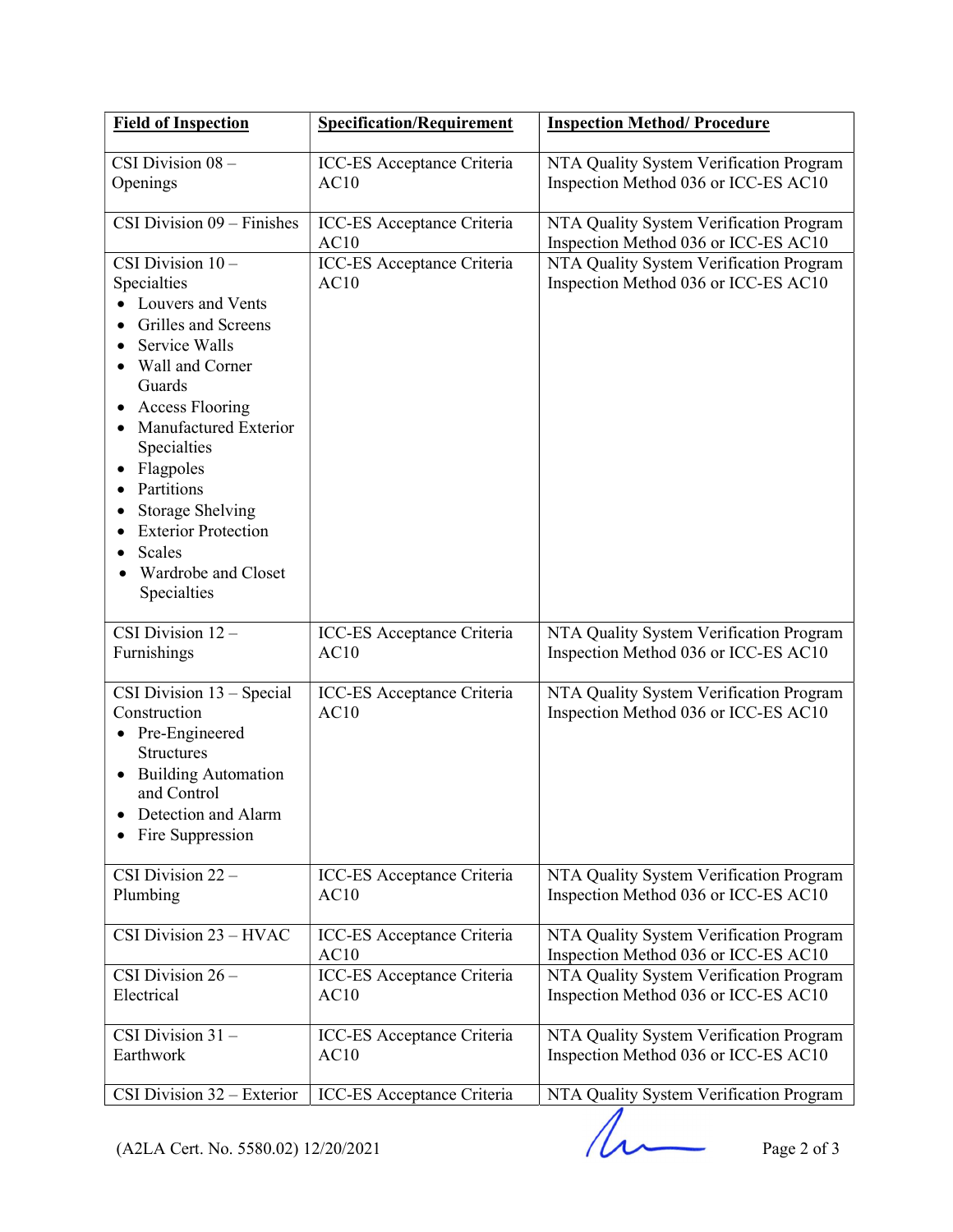| Field of Inspection | Specification/Requirement | Inspection Method/ Procedure |
|---|---|---|
| CSI Division 08 – Openings | ICC-ES Acceptance Criteria AC10 | NTA Quality System Verification Program Inspection Method 036 or ICC-ES AC10 |
| CSI Division 09 – Finishes | ICC-ES Acceptance Criteria AC10 | NTA Quality System Verification Program Inspection Method 036 or ICC-ES AC10 |
| CSI Division 10 – Specialties<br>• Louvers and Vents<br>• Grilles and Screens<br>• Service Walls<br>• Wall and Corner Guards<br>• Access Flooring<br>• Manufactured Exterior Specialties<br>• Flagpoles<br>• Partitions<br>• Storage Shelving<br>• Exterior Protection<br>• Scales<br>• Wardrobe and Closet Specialties | ICC-ES Acceptance Criteria AC10 | NTA Quality System Verification Program Inspection Method 036 or ICC-ES AC10 |
| CSI Division 12 – Furnishings | ICC-ES Acceptance Criteria AC10 | NTA Quality System Verification Program Inspection Method 036 or ICC-ES AC10 |
| CSI Division 13 – Special Construction<br>• Pre-Engineered Structures<br>• Building Automation and Control<br>• Detection and Alarm<br>• Fire Suppression | ICC-ES Acceptance Criteria AC10 | NTA Quality System Verification Program Inspection Method 036 or ICC-ES AC10 |
| CSI Division 22 – Plumbing | ICC-ES Acceptance Criteria AC10 | NTA Quality System Verification Program Inspection Method 036 or ICC-ES AC10 |
| CSI Division 23 – HVAC | ICC-ES Acceptance Criteria AC10 | NTA Quality System Verification Program Inspection Method 036 or ICC-ES AC10 |
| CSI Division 26 – Electrical | ICC-ES Acceptance Criteria AC10 | NTA Quality System Verification Program Inspection Method 036 or ICC-ES AC10 |
| CSI Division 31 – Earthwork | ICC-ES Acceptance Criteria AC10 | NTA Quality System Verification Program Inspection Method 036 or ICC-ES AC10 |
| CSI Division 32 – Exterior | ICC-ES Acceptance Criteria | NTA Quality System Verification Program |

(A2LA Cert. No. 5580.02) 12/20/2021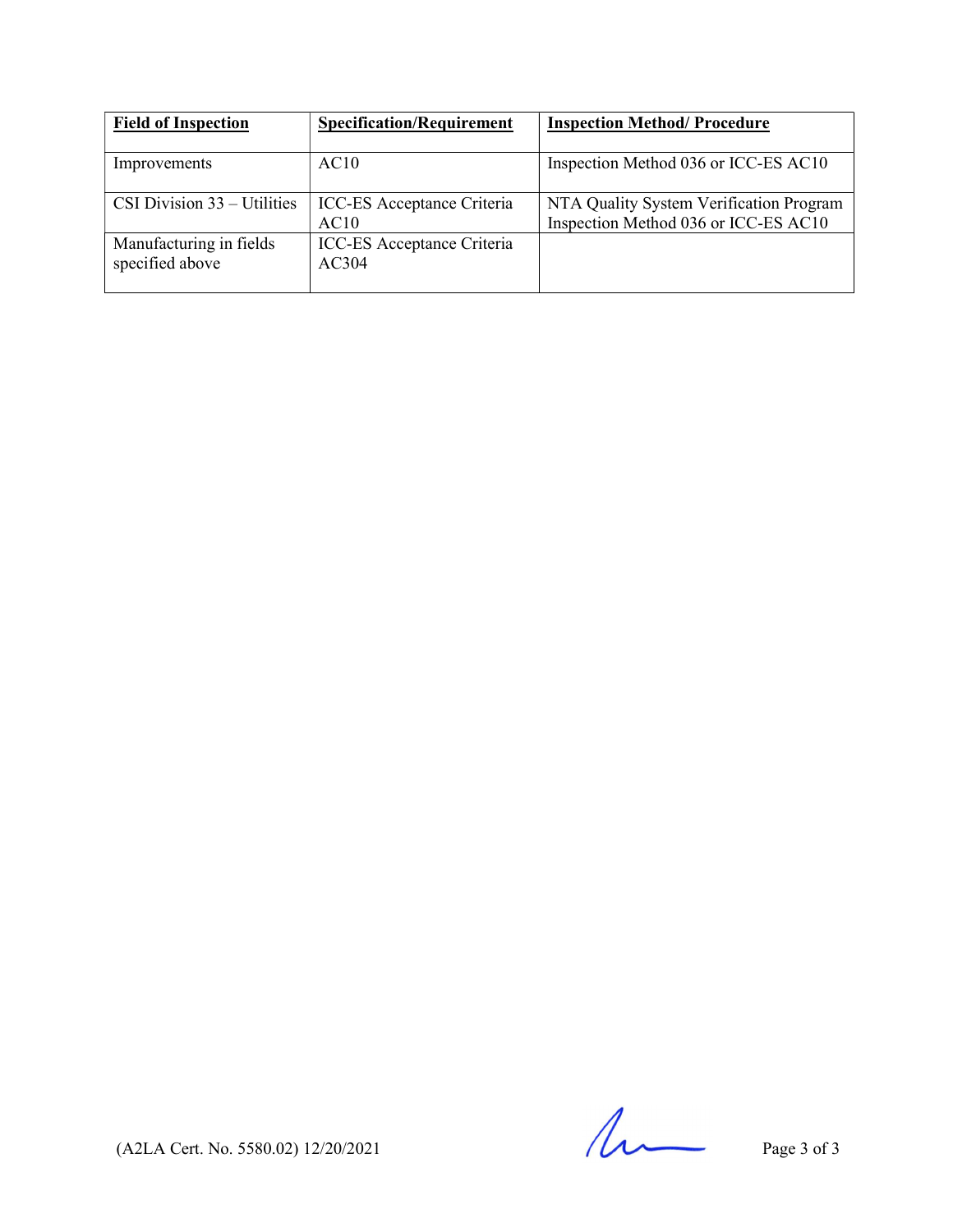| Field of Inspection | Specification/Requirement | Inspection Method/ Procedure |
|---|---|---|
| Improvements | AC10 | Inspection Method 036 or ICC-ES AC10 |
| CSI Division 33 – Utilities | ICC-ES Acceptance Criteria AC10 | NTA Quality System Verification Program Inspection Method 036 or ICC-ES AC10 |
| Manufacturing in fields specified above | ICC-ES Acceptance Criteria AC304 | |

(A2LA Cert. No. 5580.02) 12/20/2021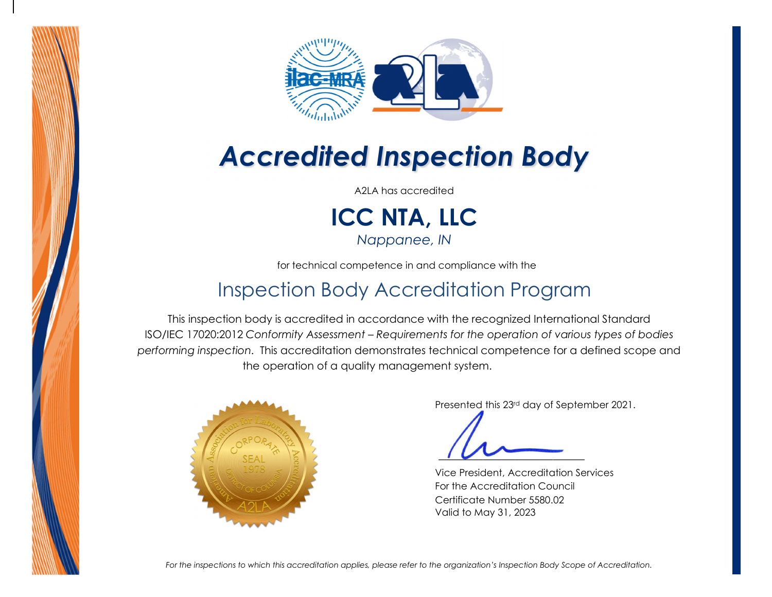# *Accredited Inspection Body*

A2LA has accredited

## ICC NTA, LLC

*Nappanee, IN*

for technical competence in and compliance with the

## Inspection Body Accreditation Program

This inspection body is accredited in accordance with the recognized International Standard ISO/IEC 17020:2012 *Conformity Assessment – Requirements for the operation of various types of bodies performing inspection*. This accreditation demonstrates technical competence for a defined scope and the operation of a quality management system.

Presented this 23rd day of September 2021.

Vice President, Accreditation Services
For the Accreditation Council
Certificate Number 5580.02
Valid to May 31, 2023

*For the inspections to which this accreditation applies, please refer to the organization's Inspection Body Scope of Accreditation.*